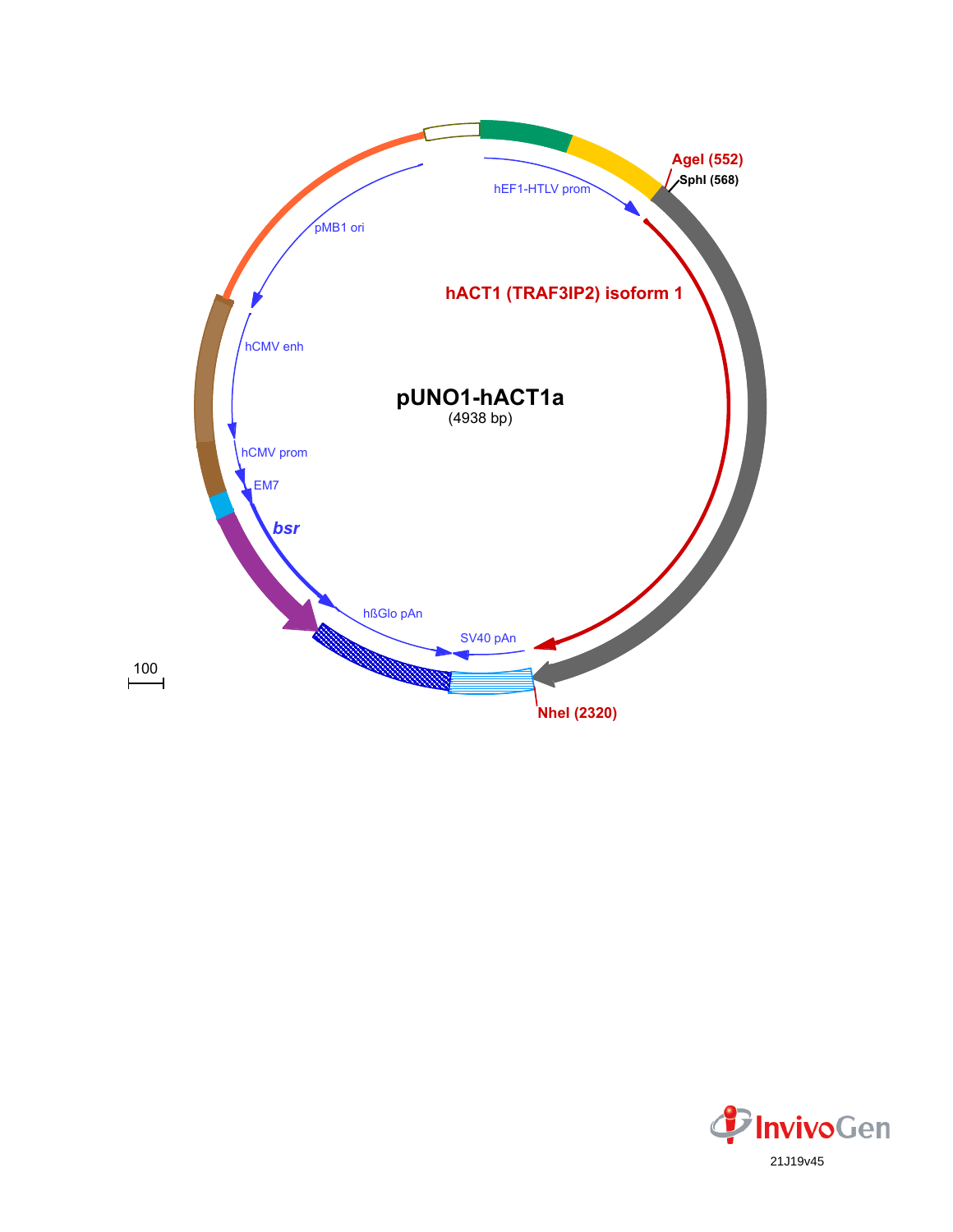# pUNO1-hACT1a

(4938 bp)

AgeI (552)

SphI (568)

hEF1-HTLV prom

hACT1 (TRAF3IP2) isoform 1

pMB1 ori

hCMV enh

hCMV prom

EM7

*bsr*

hßGlo pAn

SV40 pAn

NheI (2320)

100

21J19v45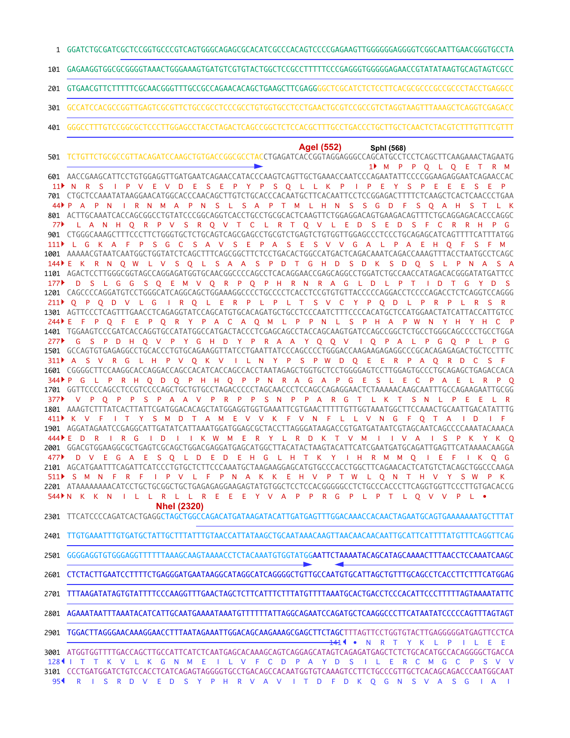```
1    GGATCTGCGATCGCTCCGGTGCCCGTCAGTGGGCAGAGCGCACATCGCCCACAGTCCCCGAGAAGTTGGGGGGAGGGGTCGGCAATTGAACGGGTGCCTA
101  GAGAAGGTGGCGCGGGGTAAACTGGGAAAGTGATGTCGTGTACTGGCTCCGCCTTTTTCCCGAGGGTGGGGGAGAACCGTATATAAGTGCAGTAGTCGCC
201  GTGAACGTTCTTTTTCGCAACGGGTTTGCCGCCAGAACACAGCTGAAGCTTCGAGGGGCTCGCATCTCTCCTTCACGCGCCCGCCGCCCTACCTGAGGCC
301  GCCATCCACGCCGGTTGAGTCGCGTTCTGCCGCCTCCCGCCTGTGGTGCCTCCTGAACTGCGTCCGCCGTCTAGGTAAGTTTAAAGCTCAGGTCGAGACC
401  GGGCCTTTGTCCGGCGCTCCCTTGGAGCCTACCTAGACTCAGCCGGCTCTCCACGCTTTGCCTGACCCTGCTTGCTCAACTCTACGTCTTTGTTTCGTT
                                                     AgeI (552)       SphI (568)
501  TCTGTTCTGCGCCGTTACAGATCCAAGCTGTGACCGGCGCCTACCTGAGATCACCGGTAGGAGGGCCAGCATGCCTCCTCAGCTTCAAGAAACTAGAATG
                                                                                1▸ M  P  P  Q  L  Q  E  T  R  M
601  AACCGAAGCATTCCTGTGGAGGTTGATGAATCAGAACCATACCCAAGTCAGTTGCTGAAACCAATCCCAGAATATTCCCCGGAAGAGGAATCAGAACCAC
 11▸ N  R  S  I  P  V  E  V  D  E  S  E  P  Y  P  S  Q  L  L  K  P  I  P  E  Y  S  P  E  E  E  S  E  P
701  CTGCTCCAAATATAAGGAACATGGCACCCAACAGCTTGTCTGCACCCACAATGCTTCACAATTCCTCCGGAGACTTTTCTCAAGCTCACTCAACCCTGAA
 44▸ P  A  P  N  I  R  N  M  A  P  N  S  L  S  A  P  T  M  L  H  N  S  S  G  D  F  S  Q  A  H  S  T  L  K
801  ACTTGCAAATCACCAGCGGCCTGTATCCCGGCAGGTCACCTGCCTGCGCACTCAAGTTCTGGAGGACAGTGAAGACAGTTTCTGCAGGAGACACCCAGGC
 77▸ L  A  N  H  Q  R  P  V  S  R  Q  V  T  C  L  R  T  Q  V  L  E  D  S  E  D  S  F  C  R  R  H  P  G
901  CTGGGCAAAGCTTTCCCTTCTGGGTGCTCTGCAGTCAGCGAGCCTGCGTCTGAGTCTGTGGTTGGAGCCCTCCCTGCAGAGCATCAGTTTTCATTTATGG
111▸ L  G  K  A  F  P  S  G  C  S  A  V  S  E  P  A  S  E  S  V  V  G  A  L  P  A  E  H  Q  F  S  F  M
1001 AAAAACGTAATCAATGGCTGGTATCTCAGCTTTCAGCGGCTTCTCCTGACACTGGCCATGACTCAGACAAATCAGACCAAAGTTTACCTAATGCCTCAGC
144▸ E  K  R  N  Q  W  L  V  S  Q  L  S  A  A  S  P  D  T  G  H  D  S  D  K  S  D  Q  S  L  P  N  A  S  A
1101 AGACTCCTTGGGCGGTAGCCAGGAGATGGTGCAACGGCCCCAGCCTCACAGGAACCGAGCAGGCCTGGATCTGCCAACCATAGACACGGGATATGATTCC
177▸ D  S  L  G  G  S  Q  E  M  V  Q  R  P  Q  P  H  R  N  R  A  G  L  D  L  P  T  I  D  T  G  Y  D  S
1201 CAGCCCCAGGATGTCCTGGGCATCAGGCAGCTGGAAAGGCCCCTGCCCCTCACCTCCGTGTGTTACCCCCAGGACCTCCCCAGACCTCTCAGGTCCAGGG
211▸ Q  P  Q  D  V  L  G  I  R  Q  L  E  R  P  L  P  L  T  S  V  C  Y  P  Q  D  L  P  R  P  L  R  S  R
1301 AGTTCCCTCAGTTTGAACCTCAGAGGTATCCAGCATGTGCACAGATGCTGCCTCCCAATCTTTCCCCACATGCTCCATGGAACTATCATTACCATTGTCC
244▸ E  F  P  Q  F  E  P  Q  R  Y  P  A  C  A  Q  M  L  P  P  N  L  S  P  H  A  P  W  N  Y  H  Y  H  C  P
1401 TGGAAGTCCCGATCACCAGGTGCCATATGGCCATGACTACCCTCGAGCAGCCTACCAGCAAGTGATCCAGCCGGCTCTGCCTGGGCAGCCCCTGCCTGGA
277▸ G  S  P  D  H  Q  V  P  Y  G  H  D  Y  P  R  A  A  Y  Q  Q  V  I  Q  P  A  L  P  G  Q  P  L  P  G
1501 GCCAGTGTGAGAGGCCTGCACCCTGTGCAGAAGGTTATCCTGAATTATCCCAGCCCCTGGGACCAAGAAGAGAGGCCCGCACAGAGAGACTGCTCCTTTC
311▸ A  S  V  R  G  L  H  P  V  Q  K  V  I  L  N  Y  P  S  P  W  D  Q  E  E  R  P  A  Q  R  D  C  S  F
1601 CGGGGCTTCCAAGGCACCAGGACCAGCCACATCACCAGCCACCTAATAGAGCTGGTGCTCCTGGGGAGTCCTTGGAGTGCCCTGCAGAGCTGAGACCACA
344▸ P  G  L  P  R  H  Q  D  Q  P  H  H  Q  P  P  N  R  A  G  A  P  G  E  S  L  E  C  P  A  E  L  R  P  Q
1701 GGTTCCCCAGCCTCCGTCCCCAGCTGCTGTGCCTAGACCCCCTAGCAACCCTCCAGCCAGAGGAACTCTAAAAACAAGCAATTTGCCAGAAGAATTGCGG
377▸ V  P  Q  P  P  S  P  A  A  V  P  R  P  P  S  N  P  P  A  R  G  T  L  K  T  S  N  L  P  E  E  L  R
1801 AAAGTCTTTATCACTTATTCGATGGACACAGCTATGGAGGTGGTGAAATTCGTGAACTTTTTGTTGGTAAATGGCTTCCAAACTGCAATTGACATATTTG
411▸ K  V  F  I  T  Y  S  M  D  T  A  M  E  V  V  K  F  V  N  F  L  L  V  N  G  F  Q  T  A  I  D  I  F
1901 AGGATAGAATCCGAGGCATTGATATCATTAAATGGATGGAGCGCTACCTTAGGGATAAGACCGTGATGATAATCGTAGCAATCAGCCCCAAATACAAACA
444▸ E  D  R  I  R  G  I  D  I  I  K  W  M  E  R  Y  L  R  D  K  T  V  M  I  I  V  A  I  S  P  K  Y  K  Q
2001 GGACGTGGAAGGCGCTGAGTCGCAGCTGGACGAGGATGAGCATGGCTTACATACTAAGTACATTCATCGAATGATGCAGATTGAGTTCATAAAACAAGGA
477▸ D  V  E  G  A  E  S  Q  L  D  E  D  E  H  G  L  H  T  K  Y  I  H  R  M  M  Q  I  E  F  I  K  Q  G
2101 AGCATGAATTTCAGATTCATCCCTGTGCTCTTCCCAAATGCTAAGAAGGAGCATGTGCCCACCTGGCTTCAGAACACTCATGTCTACAGCTGGCCAAGA
511▸ S  M  N  F  R  F  I  P  V  L  F  P  N  A  K  K  E  H  V  P  T  W  L  Q  N  T  H  V  Y  S  W  P  K
2201 ATAAAAAAAACATCCTGCTGCGGCTGCTGAGAGAGGAAGAGTATGTGGCTCCTCCACGGGGGCCTCTGCCCACCCTTCAGGTGGTCCCTTGTGACACCG
544▸ N  K  K  N  I  L  L  R  L  L  R  E  E  E  Y  V  A  P  P  R  G  P  L  P  T  L  Q  V  V  P  L  •
                       NheI (2320)
2301 TTCATCCCCAGATCACTGAGGCTAGCTGGCCAGACATGATAAGATACATTGATGAGTTTGGACAAACCACAACTAGAATGCAGTGAAAAAAATGCTTTAT
2401 TTGTGAAATTTGTGATGCTATTGCTTTATTTGTAACCATTATAAGCTGCAATAAACAAGTTAACAACAACAATTGCATTCATTTTATGTTTCAGGTTCAG
2501 GGGGAGGTGTGGGAGGTTTTTTAAAGCAAGTAAAACCTCTACAAATGTGGTATGGAATTCTAAAATACAGCATAGCAAAACTTTAACCTCCAAATCAAGC
2601 CTCTACTTGAATCCTTTTCTGAGGGATGAATAAGGCATAGGCATCAGGGGCTGTTGCCAATGTGCATTAGCTGTTTGCAGCCTCACCTTCTTTCATGGAG
2701 TTTAAGATATAGTGTATTTTCCCAAGGTTTGAACTAGCTCTTCATTTCTTTATGTTTTAAATGCACTGACCTCCCACATTCCCTTTTTAGTAAAATATTC
2801 AGAAATAATTTAAATACATCATTGCAATGAAAATAAATGTTTTTTATTAGGCAGAATCCAGATGCTCAAGGCCCTTCATAATATCCCCCAGTTTAGTAGT
2901 TGGACTTAGGGAACAAAGGAACCTTTAATAGAAATTGGACAGCAAGAAAGCGAGCTTCTAGCTTTAGTTCCTGGTGTACTTGAGGGGGATGAGTTCCTCA
                                                                   141◂ •  N  R  T  Y  K  L  P  I  L  E  E
3001 ATGGTGGTTTTGACCAGCTTGCCATTCATCTCAATGAGCACAAAGCAGTCAGGAGCATAGTCAGAGATGAGCTCTCTGCACATGCCACAGGGGCTGACCA
128◂ I  T  T  K  V  L  K  G  N  M  E  I  L  V  F  C  D  P  A  Y  D  S  I  L  E  R  C  M  G  C  P  S  V  V
3101 CCCTGATGGATCTGTCCACCTCATCAGAGTAGGGGTGCCTGACAGCCACAATGGTGTCAAAGTCCTTCTGCCCGTTGCTCACAGCAGACCCAATGGCAAT
 95◂ R  I  S  R  D  V  E  D  S  Y  P  H  R  V  A  V  I  T  D  F  D  K  Q  G  N  S  V  A  S  G  I  A  I
```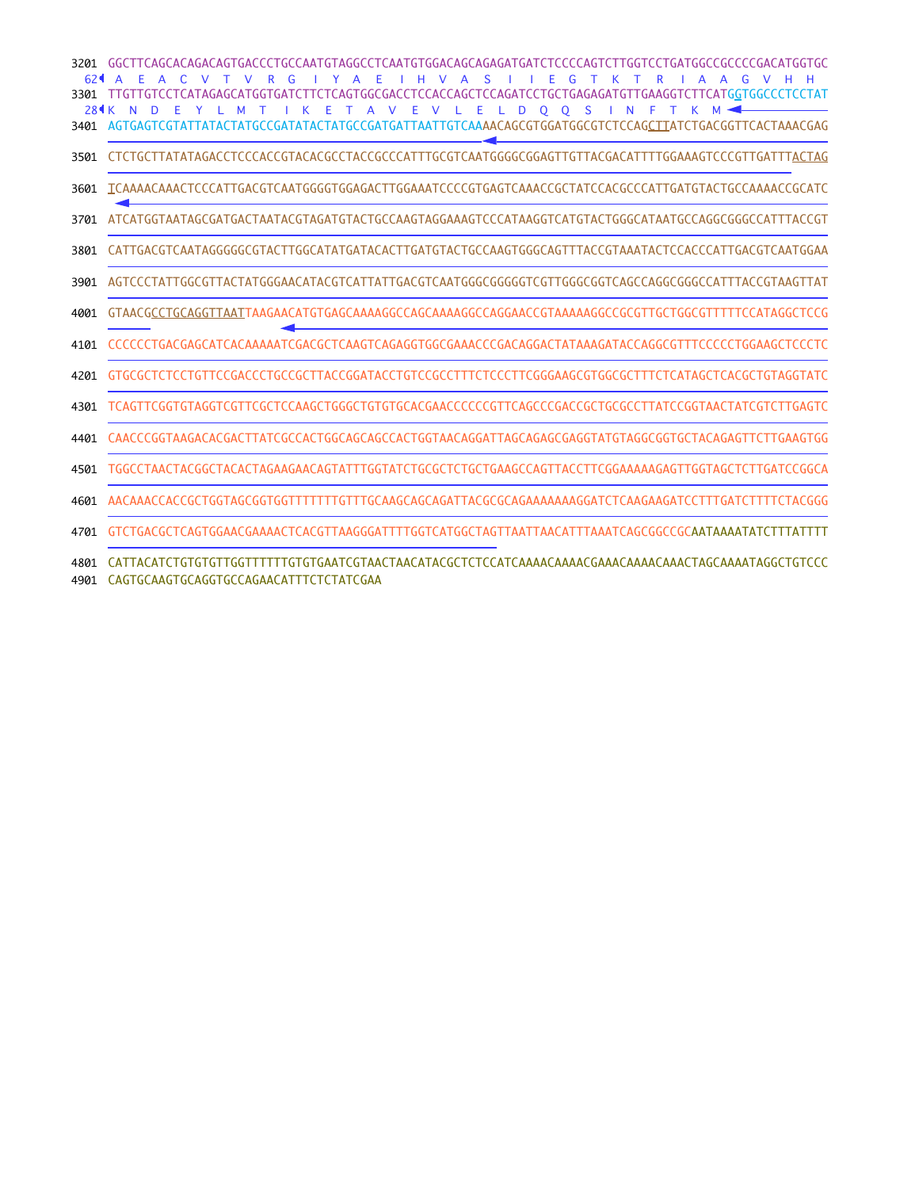```
3201 GGCTTCAGCACAGACAGTGACCCTGCCAATGTAGGCCTCAATGTGGACAGCAGAGATGATCTCCCCAGTCTTGGTCCTGATGGCCGCCCCGACATGGTGC
  62◄ A  E  A  C  V  T  V  R  G  I  Y  A  E  I  H  V  A  S  I  I  E  G  T  K  T  R  I  A  A  G  V  H  H
3301 TTGTTGTCCTCATAGAGCATGGTGATCTTCTCAGTGGCGACCTCCACCAGCTCCAGATCCTGCTGAGAGATGTTGAAGGTCTTCATGGTGGCCCTCCTAT
  28◄ K  N  D  E  Y  L  M  T  I  K  E  T  A  V  E  V  L  E  L  D  Q  Q  S  I  N  F  T  K  M ◄
3401 AGTGAGTCGTATTATACTATGCCGATATACTATGCCGATGATTAATTGTCAAAACAGCGTGGATGGCGTCTCCAGCTTATCTGACGGTTCACTAAACGAG

3501 CTCTGCTTATATAGACCTCCCACCGTACACGCCTACCGCCCATTTGCGTCAATGGGGCGGAGTTGTTACGACATTTTGGAAAGTCCCGTTGATTTACTAG

3601 TCAAAACAAACTCCCATTGACGTCAATGGGGTGGAGACTTGGAAATCCCCGTGAGTCAAACCGCTATCCACGCCCATTGATGTACTGCCAAAACCGCATC

3701 ATCATGGTAATAGCGATGACTAATACGTAGATGTACTGCCAAGTAGGAAAGTCCCATAAGGTCATGTACTGGGCATAATGCCAGGCGGGCCATTTACCGT

3801 CATTGACGTCAATAGGGGGCGTACTTGGCATATGATACACTTGATGTACTGCCAAGTGGGCAGTTTACCGTAAATACTCCACCCATTGACGTCAATGGAA

3901 AGTCCCTATTGGCGTTACTATGGGAACATACGTCATTATTGACGTCAATGGGCGGGGGTCGTTGGGCGGTCAGCCAGGCGGGCCATTTACCGTAAGTTAT

4001 GTAACGCCTGCAGGTTAATTAAGAACATGTGAGCAAAAGGCCAGCAAAAGGCCAGGAACCGTAAAAAGGCCGCGTTGCTGGCGTTTTTCCATAGGCTCCG

4101 CCCCCCTGACGAGCATCACAAAAATCGACGCTCAAGTCAGAGGTGGCGAAACCCGACAGGACTATAAAGATACCAGGCGTTTCCCCCTGGAAGCTCCCTC

4201 GTGCGCTCTCCTGTTCCGACCCTGCCGCTTACCGGATACCTGTCCGCCTTTCTCCCTTCGGGAAGCGTGGCGCTTTCTCATAGCTCACGCTGTAGGTATC

4301 TCAGTTCGGTGTAGGTCGTTCGCTCCAAGCTGGGCTGTGTGCACGAACCCCCCGTTCAGCCCGACCGCTGCGCCTTATCCGGTAACTATCGTCTTGAGTC

4401 CAACCCGGTAAGACACGACTTATCGCCACTGGCAGCAGCCACTGGTAACAGGATTAGCAGAGCGAGGTATGTAGGCGGTGCTACAGAGTTCTTGAAGTGG

4501 TGGCCTAACTACGGCTACACTAGAAGAACAGTATTTGGTATCTGCGCTCTGCTGAAGCCAGTTACCTTCGGAAAAAGAGTTGGTAGCTCTTGATCCGGCA

4601 AACAAACCACCGCTGGTAGCGGTGGTTTTTTTGTTTGCAAGCAGCAGATTACGCGCAGAAAAAAAGGATCTCAAGAAGATCCTTTGATCTTTTCTACGGG

4701 GTCTGACGCTCAGTGGAACGAAAACTCACGTTAAGGGATTTTGGTCATGGCTAGTTAATTAACATTTAAATCAGCGGCCGCAATAAAATATCTTTATTTT

4801 CATTACATCTGTGTGTTGGTTTTTTGTGTGAATCGTAACTAACATACGCTCTCCATCAAAACAAAACGAAACAAAACAAACTAGCAAAATAGGCTGTCCC

4901 CAGTGCAAGTGCAGGTGCCAGAACATTTCTCTATCGAA
```